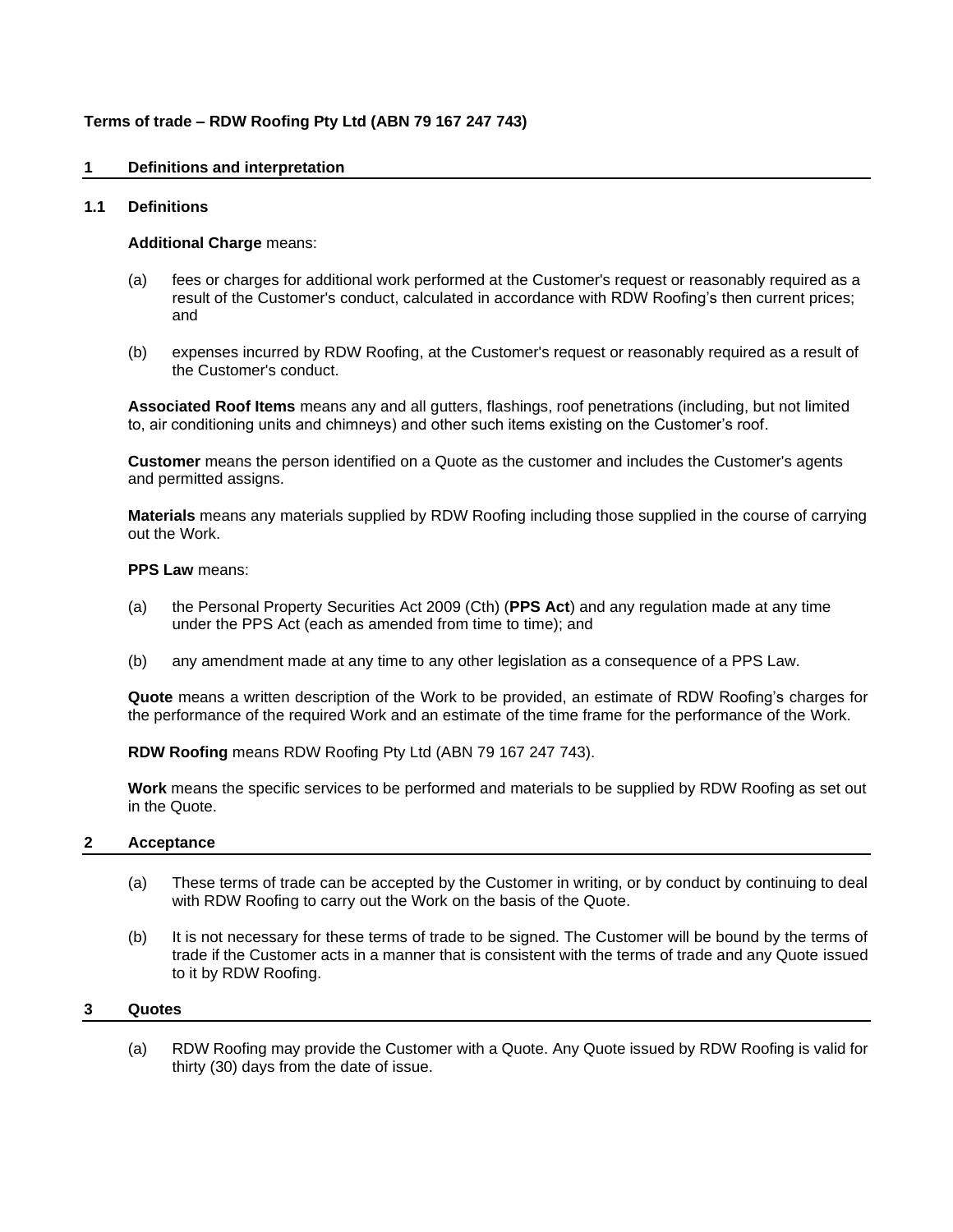**Terms of trade – RDW Roofing Pty Ltd (ABN 79 167 247 743)**

## 1 Definitions and interpretation

### 1.1 Definitions

**Additional Charge** means:

(a) fees or charges for additional work performed at the Customer's request or reasonably required as a result of the Customer's conduct, calculated in accordance with RDW Roofing's then current prices; and

(b) expenses incurred by RDW Roofing, at the Customer's request or reasonably required as a result of the Customer's conduct.

**Associated Roof Items** means any and all gutters, flashings, roof penetrations (including, but not limited to, air conditioning units and chimneys) and other such items existing on the Customer's roof.

**Customer** means the person identified on a Quote as the customer and includes the Customer's agents and permitted assigns.

**Materials** means any materials supplied by RDW Roofing including those supplied in the course of carrying out the Work.

**PPS Law** means:

(a) the Personal Property Securities Act 2009 (Cth) (**PPS Act**) and any regulation made at any time under the PPS Act (each as amended from time to time); and

(b) any amendment made at any time to any other legislation as a consequence of a PPS Law.

**Quote** means a written description of the Work to be provided, an estimate of RDW Roofing's charges for the performance of the required Work and an estimate of the time frame for the performance of the Work.

**RDW Roofing** means RDW Roofing Pty Ltd (ABN 79 167 247 743).

**Work** means the specific services to be performed and materials to be supplied by RDW Roofing as set out in the Quote.

## 2 Acceptance

(a) These terms of trade can be accepted by the Customer in writing, or by conduct by continuing to deal with RDW Roofing to carry out the Work on the basis of the Quote.

(b) It is not necessary for these terms of trade to be signed. The Customer will be bound by the terms of trade if the Customer acts in a manner that is consistent with the terms of trade and any Quote issued to it by RDW Roofing.

## 3 Quotes

(a) RDW Roofing may provide the Customer with a Quote. Any Quote issued by RDW Roofing is valid for thirty (30) days from the date of issue.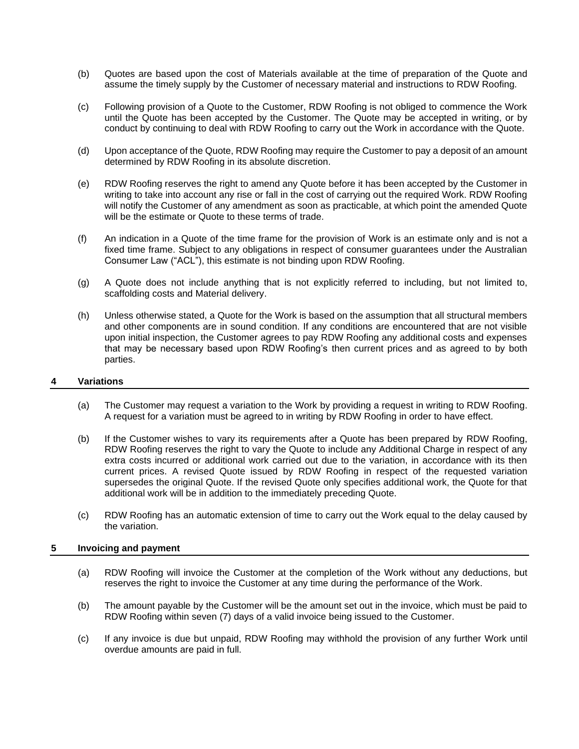(b) Quotes are based upon the cost of Materials available at the time of preparation of the Quote and assume the timely supply by the Customer of necessary material and instructions to RDW Roofing.

(c) Following provision of a Quote to the Customer, RDW Roofing is not obliged to commence the Work until the Quote has been accepted by the Customer. The Quote may be accepted in writing, or by conduct by continuing to deal with RDW Roofing to carry out the Work in accordance with the Quote.

(d) Upon acceptance of the Quote, RDW Roofing may require the Customer to pay a deposit of an amount determined by RDW Roofing in its absolute discretion.

(e) RDW Roofing reserves the right to amend any Quote before it has been accepted by the Customer in writing to take into account any rise or fall in the cost of carrying out the required Work. RDW Roofing will notify the Customer of any amendment as soon as practicable, at which point the amended Quote will be the estimate or Quote to these terms of trade.

(f) An indication in a Quote of the time frame for the provision of Work is an estimate only and is not a fixed time frame. Subject to any obligations in respect of consumer guarantees under the Australian Consumer Law ("ACL"), this estimate is not binding upon RDW Roofing.

(g) A Quote does not include anything that is not explicitly referred to including, but not limited to, scaffolding costs and Material delivery.

(h) Unless otherwise stated, a Quote for the Work is based on the assumption that all structural members and other components are in sound condition. If any conditions are encountered that are not visible upon initial inspection, the Customer agrees to pay RDW Roofing any additional costs and expenses that may be necessary based upon RDW Roofing's then current prices and as agreed to by both parties.

## 4 Variations

(a) The Customer may request a variation to the Work by providing a request in writing to RDW Roofing. A request for a variation must be agreed to in writing by RDW Roofing in order to have effect.

(b) If the Customer wishes to vary its requirements after a Quote has been prepared by RDW Roofing, RDW Roofing reserves the right to vary the Quote to include any Additional Charge in respect of any extra costs incurred or additional work carried out due to the variation, in accordance with its then current prices. A revised Quote issued by RDW Roofing in respect of the requested variation supersedes the original Quote. If the revised Quote only specifies additional work, the Quote for that additional work will be in addition to the immediately preceding Quote.

(c) RDW Roofing has an automatic extension of time to carry out the Work equal to the delay caused by the variation.

## 5 Invoicing and payment

(a) RDW Roofing will invoice the Customer at the completion of the Work without any deductions, but reserves the right to invoice the Customer at any time during the performance of the Work.

(b) The amount payable by the Customer will be the amount set out in the invoice, which must be paid to RDW Roofing within seven (7) days of a valid invoice being issued to the Customer.

(c) If any invoice is due but unpaid, RDW Roofing may withhold the provision of any further Work until overdue amounts are paid in full.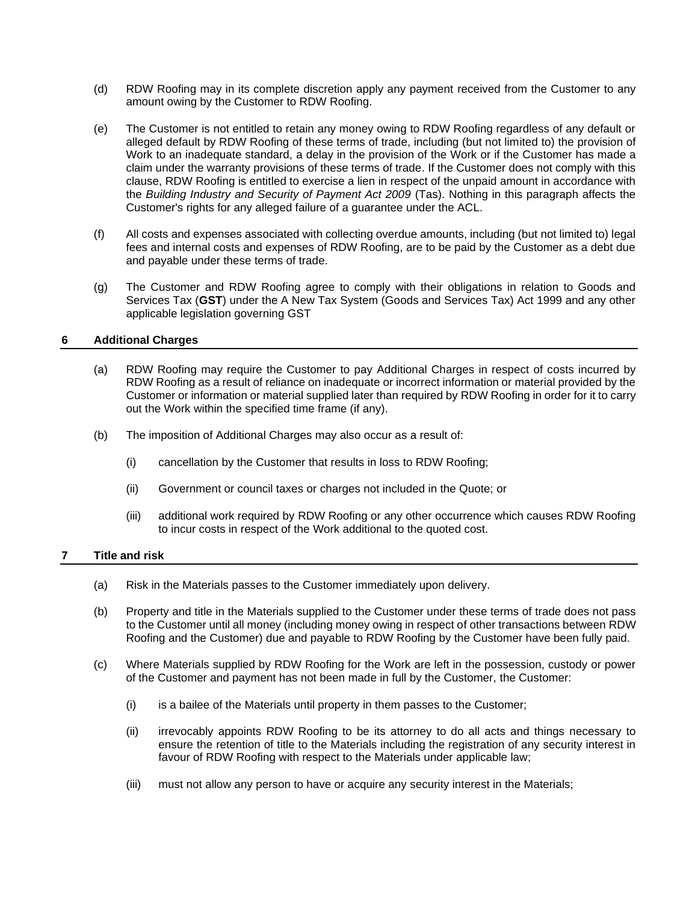(d) RDW Roofing may in its complete discretion apply any payment received from the Customer to any amount owing by the Customer to RDW Roofing.

(e) The Customer is not entitled to retain any money owing to RDW Roofing regardless of any default or alleged default by RDW Roofing of these terms of trade, including (but not limited to) the provision of Work to an inadequate standard, a delay in the provision of the Work or if the Customer has made a claim under the warranty provisions of these terms of trade. If the Customer does not comply with this clause, RDW Roofing is entitled to exercise a lien in respect of the unpaid amount in accordance with the *Building Industry and Security of Payment Act 2009* (Tas). Nothing in this paragraph affects the Customer's rights for any alleged failure of a guarantee under the ACL.

(f) All costs and expenses associated with collecting overdue amounts, including (but not limited to) legal fees and internal costs and expenses of RDW Roofing, are to be paid by the Customer as a debt due and payable under these terms of trade.

(g) The Customer and RDW Roofing agree to comply with their obligations in relation to Goods and Services Tax (**GST**) under the A New Tax System (Goods and Services Tax) Act 1999 and any other applicable legislation governing GST

## 6 Additional Charges

(a) RDW Roofing may require the Customer to pay Additional Charges in respect of costs incurred by RDW Roofing as a result of reliance on inadequate or incorrect information or material provided by the Customer or information or material supplied later than required by RDW Roofing in order for it to carry out the Work within the specified time frame (if any).

(b) The imposition of Additional Charges may also occur as a result of:

(i) cancellation by the Customer that results in loss to RDW Roofing;

(ii) Government or council taxes or charges not included in the Quote; or

(iii) additional work required by RDW Roofing or any other occurrence which causes RDW Roofing to incur costs in respect of the Work additional to the quoted cost.

## 7 Title and risk

(a) Risk in the Materials passes to the Customer immediately upon delivery.

(b) Property and title in the Materials supplied to the Customer under these terms of trade does not pass to the Customer until all money (including money owing in respect of other transactions between RDW Roofing and the Customer) due and payable to RDW Roofing by the Customer have been fully paid.

(c) Where Materials supplied by RDW Roofing for the Work are left in the possession, custody or power of the Customer and payment has not been made in full by the Customer, the Customer:

(i) is a bailee of the Materials until property in them passes to the Customer;

(ii) irrevocably appoints RDW Roofing to be its attorney to do all acts and things necessary to ensure the retention of title to the Materials including the registration of any security interest in favour of RDW Roofing with respect to the Materials under applicable law;

(iii) must not allow any person to have or acquire any security interest in the Materials;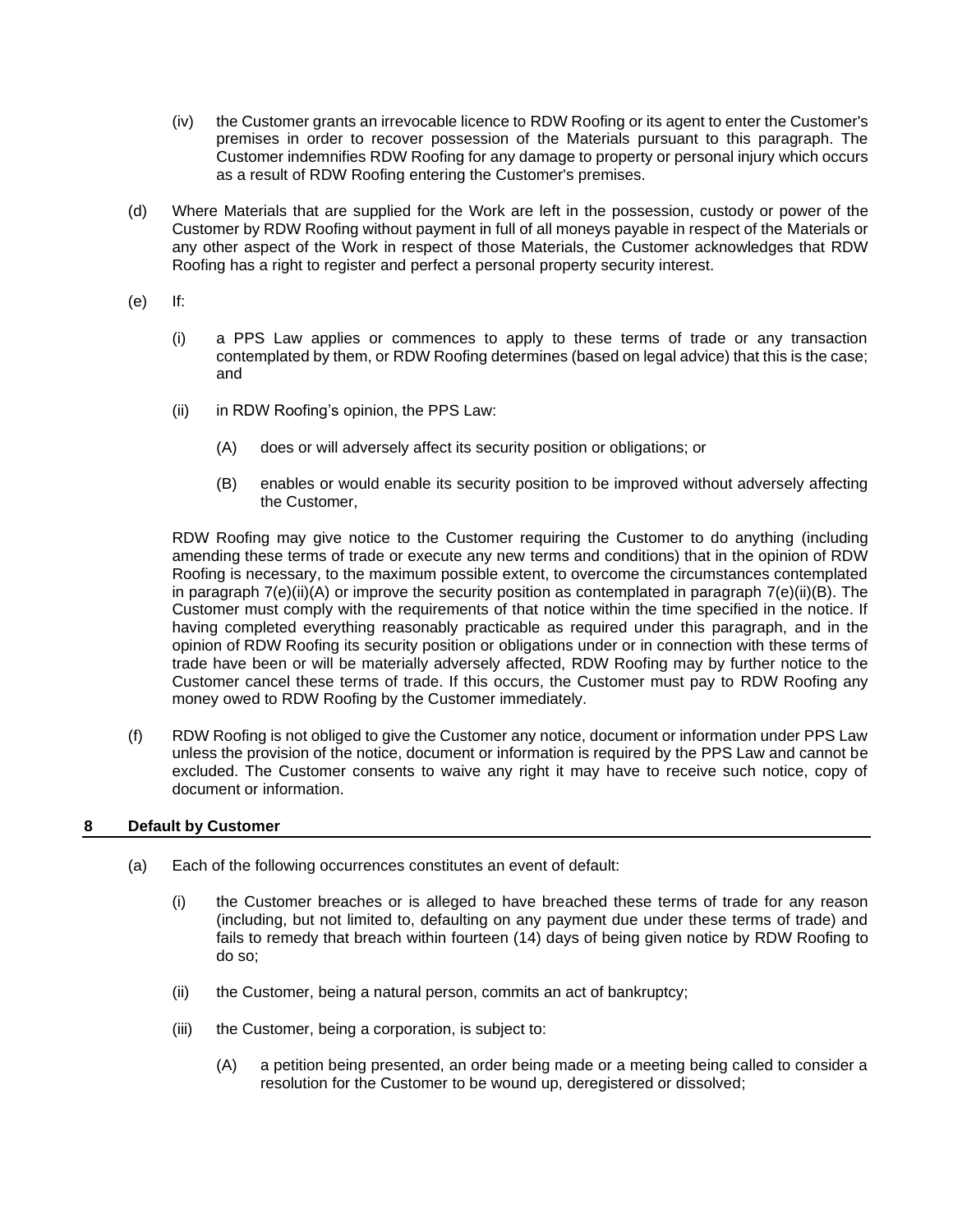(iv) the Customer grants an irrevocable licence to RDW Roofing or its agent to enter the Customer's premises in order to recover possession of the Materials pursuant to this paragraph. The Customer indemnifies RDW Roofing for any damage to property or personal injury which occurs as a result of RDW Roofing entering the Customer's premises.

(d) Where Materials that are supplied for the Work are left in the possession, custody or power of the Customer by RDW Roofing without payment in full of all moneys payable in respect of the Materials or any other aspect of the Work in respect of those Materials, the Customer acknowledges that RDW Roofing has a right to register and perfect a personal property security interest.

(e) If:

(i) a PPS Law applies or commences to apply to these terms of trade or any transaction contemplated by them, or RDW Roofing determines (based on legal advice) that this is the case; and

(ii) in RDW Roofing's opinion, the PPS Law:

(A) does or will adversely affect its security position or obligations; or

(B) enables or would enable its security position to be improved without adversely affecting the Customer,

RDW Roofing may give notice to the Customer requiring the Customer to do anything (including amending these terms of trade or execute any new terms and conditions) that in the opinion of RDW Roofing is necessary, to the maximum possible extent, to overcome the circumstances contemplated in paragraph 7(e)(ii)(A) or improve the security position as contemplated in paragraph 7(e)(ii)(B). The Customer must comply with the requirements of that notice within the time specified in the notice. If having completed everything reasonably practicable as required under this paragraph, and in the opinion of RDW Roofing its security position or obligations under or in connection with these terms of trade have been or will be materially adversely affected, RDW Roofing may by further notice to the Customer cancel these terms of trade. If this occurs, the Customer must pay to RDW Roofing any money owed to RDW Roofing by the Customer immediately.

(f) RDW Roofing is not obliged to give the Customer any notice, document or information under PPS Law unless the provision of the notice, document or information is required by the PPS Law and cannot be excluded. The Customer consents to waive any right it may have to receive such notice, copy of document or information.

## 8 Default by Customer

(a) Each of the following occurrences constitutes an event of default:

(i) the Customer breaches or is alleged to have breached these terms of trade for any reason (including, but not limited to, defaulting on any payment due under these terms of trade) and fails to remedy that breach within fourteen (14) days of being given notice by RDW Roofing to do so;

(ii) the Customer, being a natural person, commits an act of bankruptcy;

(iii) the Customer, being a corporation, is subject to:

(A) a petition being presented, an order being made or a meeting being called to consider a resolution for the Customer to be wound up, deregistered or dissolved;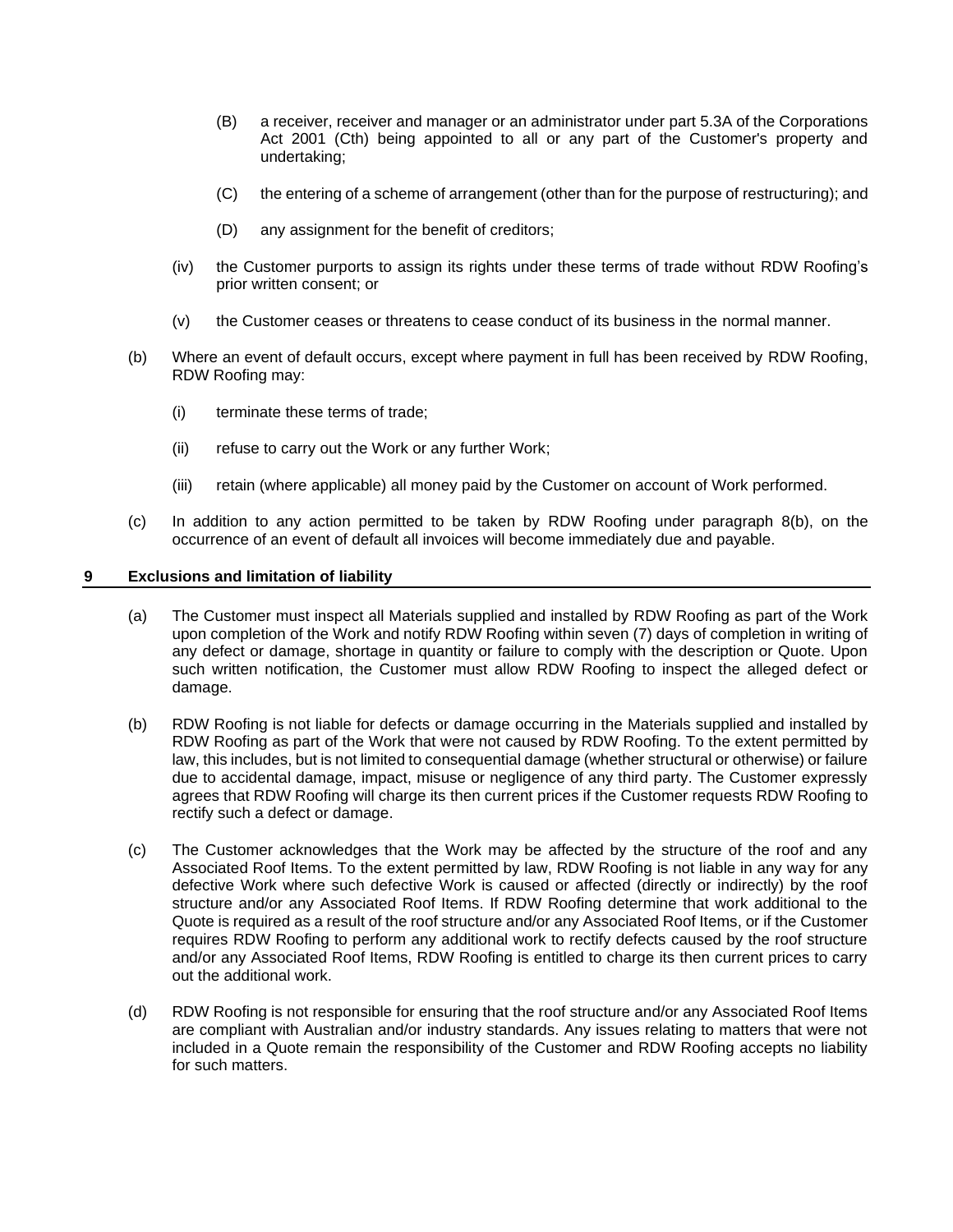(B) a receiver, receiver and manager or an administrator under part 5.3A of the Corporations Act 2001 (Cth) being appointed to all or any part of the Customer's property and undertaking;

(C) the entering of a scheme of arrangement (other than for the purpose of restructuring); and

(D) any assignment for the benefit of creditors;

(iv) the Customer purports to assign its rights under these terms of trade without RDW Roofing's prior written consent; or

(v) the Customer ceases or threatens to cease conduct of its business in the normal manner.

(b) Where an event of default occurs, except where payment in full has been received by RDW Roofing, RDW Roofing may:

(i) terminate these terms of trade;

(ii) refuse to carry out the Work or any further Work;

(iii) retain (where applicable) all money paid by the Customer on account of Work performed.

(c) In addition to any action permitted to be taken by RDW Roofing under paragraph 8(b), on the occurrence of an event of default all invoices will become immediately due and payable.

## 9 Exclusions and limitation of liability

(a) The Customer must inspect all Materials supplied and installed by RDW Roofing as part of the Work upon completion of the Work and notify RDW Roofing within seven (7) days of completion in writing of any defect or damage, shortage in quantity or failure to comply with the description or Quote. Upon such written notification, the Customer must allow RDW Roofing to inspect the alleged defect or damage.

(b) RDW Roofing is not liable for defects or damage occurring in the Materials supplied and installed by RDW Roofing as part of the Work that were not caused by RDW Roofing. To the extent permitted by law, this includes, but is not limited to consequential damage (whether structural or otherwise) or failure due to accidental damage, impact, misuse or negligence of any third party. The Customer expressly agrees that RDW Roofing will charge its then current prices if the Customer requests RDW Roofing to rectify such a defect or damage.

(c) The Customer acknowledges that the Work may be affected by the structure of the roof and any Associated Roof Items. To the extent permitted by law, RDW Roofing is not liable in any way for any defective Work where such defective Work is caused or affected (directly or indirectly) by the roof structure and/or any Associated Roof Items. If RDW Roofing determine that work additional to the Quote is required as a result of the roof structure and/or any Associated Roof Items, or if the Customer requires RDW Roofing to perform any additional work to rectify defects caused by the roof structure and/or any Associated Roof Items, RDW Roofing is entitled to charge its then current prices to carry out the additional work.

(d) RDW Roofing is not responsible for ensuring that the roof structure and/or any Associated Roof Items are compliant with Australian and/or industry standards. Any issues relating to matters that were not included in a Quote remain the responsibility of the Customer and RDW Roofing accepts no liability for such matters.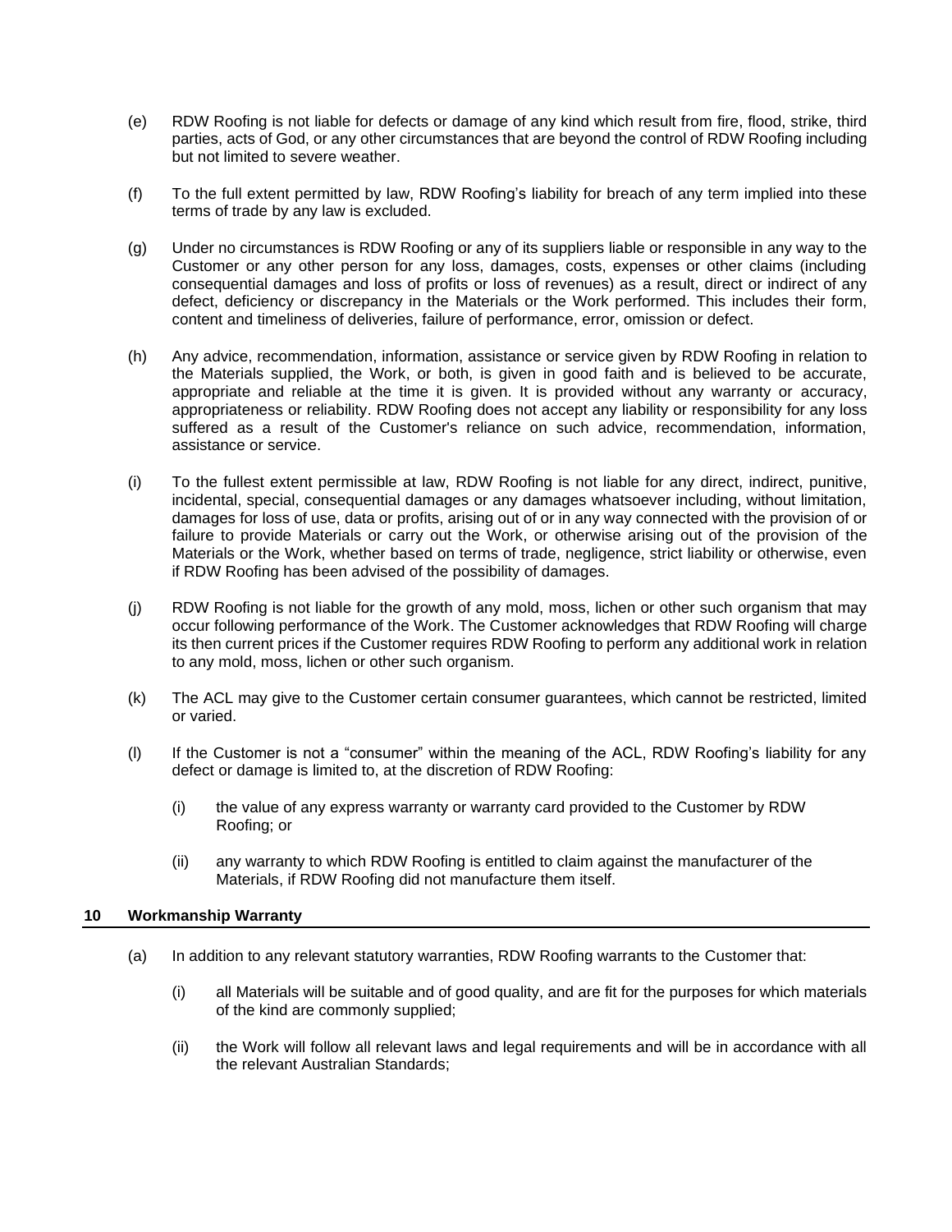(e) RDW Roofing is not liable for defects or damage of any kind which result from fire, flood, strike, third parties, acts of God, or any other circumstances that are beyond the control of RDW Roofing including but not limited to severe weather.

(f) To the full extent permitted by law, RDW Roofing's liability for breach of any term implied into these terms of trade by any law is excluded.

(g) Under no circumstances is RDW Roofing or any of its suppliers liable or responsible in any way to the Customer or any other person for any loss, damages, costs, expenses or other claims (including consequential damages and loss of profits or loss of revenues) as a result, direct or indirect of any defect, deficiency or discrepancy in the Materials or the Work performed. This includes their form, content and timeliness of deliveries, failure of performance, error, omission or defect.

(h) Any advice, recommendation, information, assistance or service given by RDW Roofing in relation to the Materials supplied, the Work, or both, is given in good faith and is believed to be accurate, appropriate and reliable at the time it is given. It is provided without any warranty or accuracy, appropriateness or reliability. RDW Roofing does not accept any liability or responsibility for any loss suffered as a result of the Customer's reliance on such advice, recommendation, information, assistance or service.

(i) To the fullest extent permissible at law, RDW Roofing is not liable for any direct, indirect, punitive, incidental, special, consequential damages or any damages whatsoever including, without limitation, damages for loss of use, data or profits, arising out of or in any way connected with the provision of or failure to provide Materials or carry out the Work, or otherwise arising out of the provision of the Materials or the Work, whether based on terms of trade, negligence, strict liability or otherwise, even if RDW Roofing has been advised of the possibility of damages.

(j) RDW Roofing is not liable for the growth of any mold, moss, lichen or other such organism that may occur following performance of the Work. The Customer acknowledges that RDW Roofing will charge its then current prices if the Customer requires RDW Roofing to perform any additional work in relation to any mold, moss, lichen or other such organism.

(k) The ACL may give to the Customer certain consumer guarantees, which cannot be restricted, limited or varied.

(l) If the Customer is not a "consumer" within the meaning of the ACL, RDW Roofing's liability for any defect or damage is limited to, at the discretion of RDW Roofing:

    (i) the value of any express warranty or warranty card provided to the Customer by RDW Roofing; or

    (ii) any warranty to which RDW Roofing is entitled to claim against the manufacturer of the Materials, if RDW Roofing did not manufacture them itself.

## 10 Workmanship Warranty

(a) In addition to any relevant statutory warranties, RDW Roofing warrants to the Customer that:

    (i) all Materials will be suitable and of good quality, and are fit for the purposes for which materials of the kind are commonly supplied;

    (ii) the Work will follow all relevant laws and legal requirements and will be in accordance with all the relevant Australian Standards;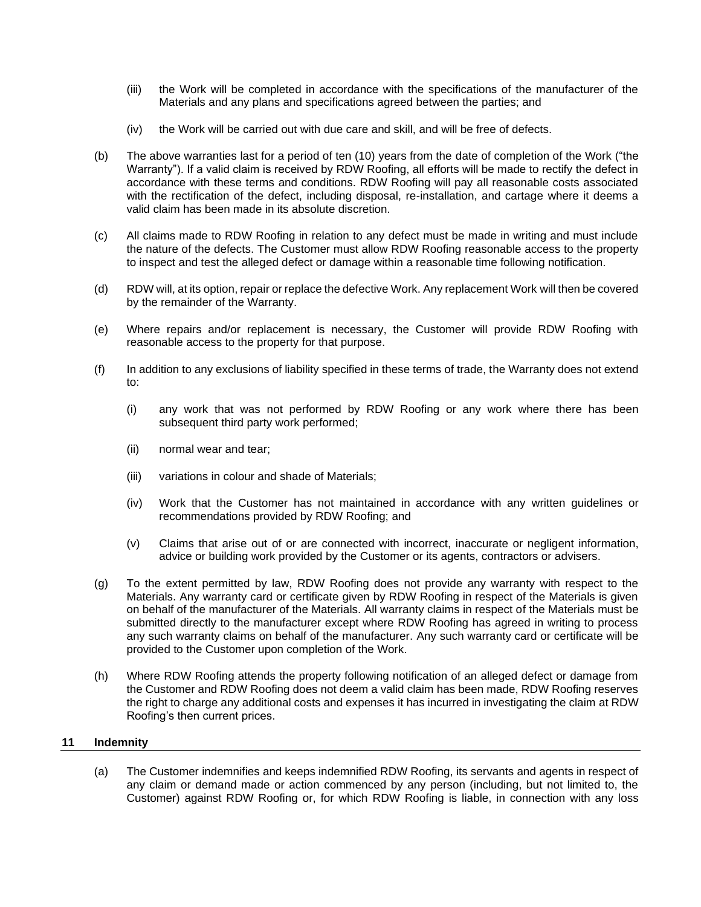(iii) the Work will be completed in accordance with the specifications of the manufacturer of the Materials and any plans and specifications agreed between the parties; and

(iv) the Work will be carried out with due care and skill, and will be free of defects.

(b) The above warranties last for a period of ten (10) years from the date of completion of the Work ("the Warranty"). If a valid claim is received by RDW Roofing, all efforts will be made to rectify the defect in accordance with these terms and conditions. RDW Roofing will pay all reasonable costs associated with the rectification of the defect, including disposal, re-installation, and cartage where it deems a valid claim has been made in its absolute discretion.

(c) All claims made to RDW Roofing in relation to any defect must be made in writing and must include the nature of the defects. The Customer must allow RDW Roofing reasonable access to the property to inspect and test the alleged defect or damage within a reasonable time following notification.

(d) RDW will, at its option, repair or replace the defective Work. Any replacement Work will then be covered by the remainder of the Warranty.

(e) Where repairs and/or replacement is necessary, the Customer will provide RDW Roofing with reasonable access to the property for that purpose.

(f) In addition to any exclusions of liability specified in these terms of trade, the Warranty does not extend to:

(i) any work that was not performed by RDW Roofing or any work where there has been subsequent third party work performed;

(ii) normal wear and tear;

(iii) variations in colour and shade of Materials;

(iv) Work that the Customer has not maintained in accordance with any written guidelines or recommendations provided by RDW Roofing; and

(v) Claims that arise out of or are connected with incorrect, inaccurate or negligent information, advice or building work provided by the Customer or its agents, contractors or advisers.

(g) To the extent permitted by law, RDW Roofing does not provide any warranty with respect to the Materials. Any warranty card or certificate given by RDW Roofing in respect of the Materials is given on behalf of the manufacturer of the Materials. All warranty claims in respect of the Materials must be submitted directly to the manufacturer except where RDW Roofing has agreed in writing to process any such warranty claims on behalf of the manufacturer. Any such warranty card or certificate will be provided to the Customer upon completion of the Work.

(h) Where RDW Roofing attends the property following notification of an alleged defect or damage from the Customer and RDW Roofing does not deem a valid claim has been made, RDW Roofing reserves the right to charge any additional costs and expenses it has incurred in investigating the claim at RDW Roofing's then current prices.

## 11 Indemnity

(a) The Customer indemnifies and keeps indemnified RDW Roofing, its servants and agents in respect of any claim or demand made or action commenced by any person (including, but not limited to, the Customer) against RDW Roofing or, for which RDW Roofing is liable, in connection with any loss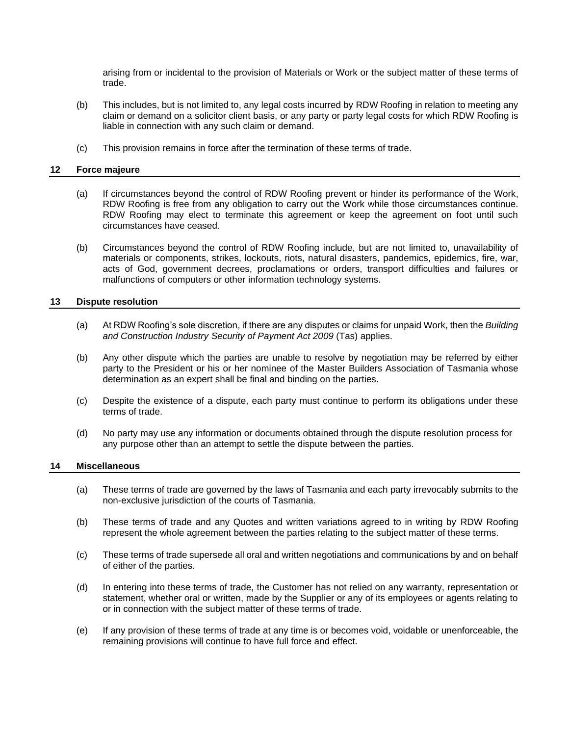arising from or incidental to the provision of Materials or Work or the subject matter of these terms of trade.

(b) This includes, but is not limited to, any legal costs incurred by RDW Roofing in relation to meeting any claim or demand on a solicitor client basis, or any party or party legal costs for which RDW Roofing is liable in connection with any such claim or demand.

(c) This provision remains in force after the termination of these terms of trade.

## 12 Force majeure

(a) If circumstances beyond the control of RDW Roofing prevent or hinder its performance of the Work, RDW Roofing is free from any obligation to carry out the Work while those circumstances continue. RDW Roofing may elect to terminate this agreement or keep the agreement on foot until such circumstances have ceased.

(b) Circumstances beyond the control of RDW Roofing include, but are not limited to, unavailability of materials or components, strikes, lockouts, riots, natural disasters, pandemics, epidemics, fire, war, acts of God, government decrees, proclamations or orders, transport difficulties and failures or malfunctions of computers or other information technology systems.

## 13 Dispute resolution

(a) At RDW Roofing's sole discretion, if there are any disputes or claims for unpaid Work, then the *Building and Construction Industry Security of Payment Act 2009* (Tas) applies.

(b) Any other dispute which the parties are unable to resolve by negotiation may be referred by either party to the President or his or her nominee of the Master Builders Association of Tasmania whose determination as an expert shall be final and binding on the parties.

(c) Despite the existence of a dispute, each party must continue to perform its obligations under these terms of trade.

(d) No party may use any information or documents obtained through the dispute resolution process for any purpose other than an attempt to settle the dispute between the parties.

## 14 Miscellaneous

(a) These terms of trade are governed by the laws of Tasmania and each party irrevocably submits to the non-exclusive jurisdiction of the courts of Tasmania.

(b) These terms of trade and any Quotes and written variations agreed to in writing by RDW Roofing represent the whole agreement between the parties relating to the subject matter of these terms.

(c) These terms of trade supersede all oral and written negotiations and communications by and on behalf of either of the parties.

(d) In entering into these terms of trade, the Customer has not relied on any warranty, representation or statement, whether oral or written, made by the Supplier or any of its employees or agents relating to or in connection with the subject matter of these terms of trade.

(e) If any provision of these terms of trade at any time is or becomes void, voidable or unenforceable, the remaining provisions will continue to have full force and effect.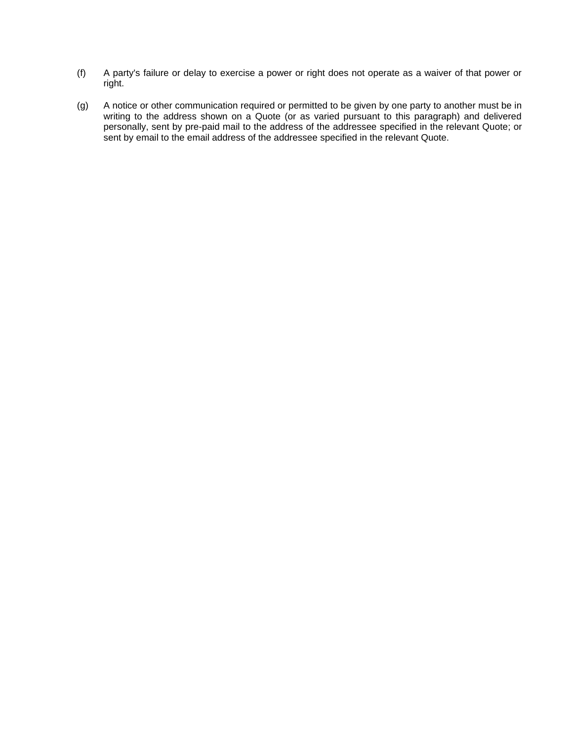(f) A party's failure or delay to exercise a power or right does not operate as a waiver of that power or right.

(g) A notice or other communication required or permitted to be given by one party to another must be in writing to the address shown on a Quote (or as varied pursuant to this paragraph) and delivered personally, sent by pre-paid mail to the address of the addressee specified in the relevant Quote; or sent by email to the email address of the addressee specified in the relevant Quote.